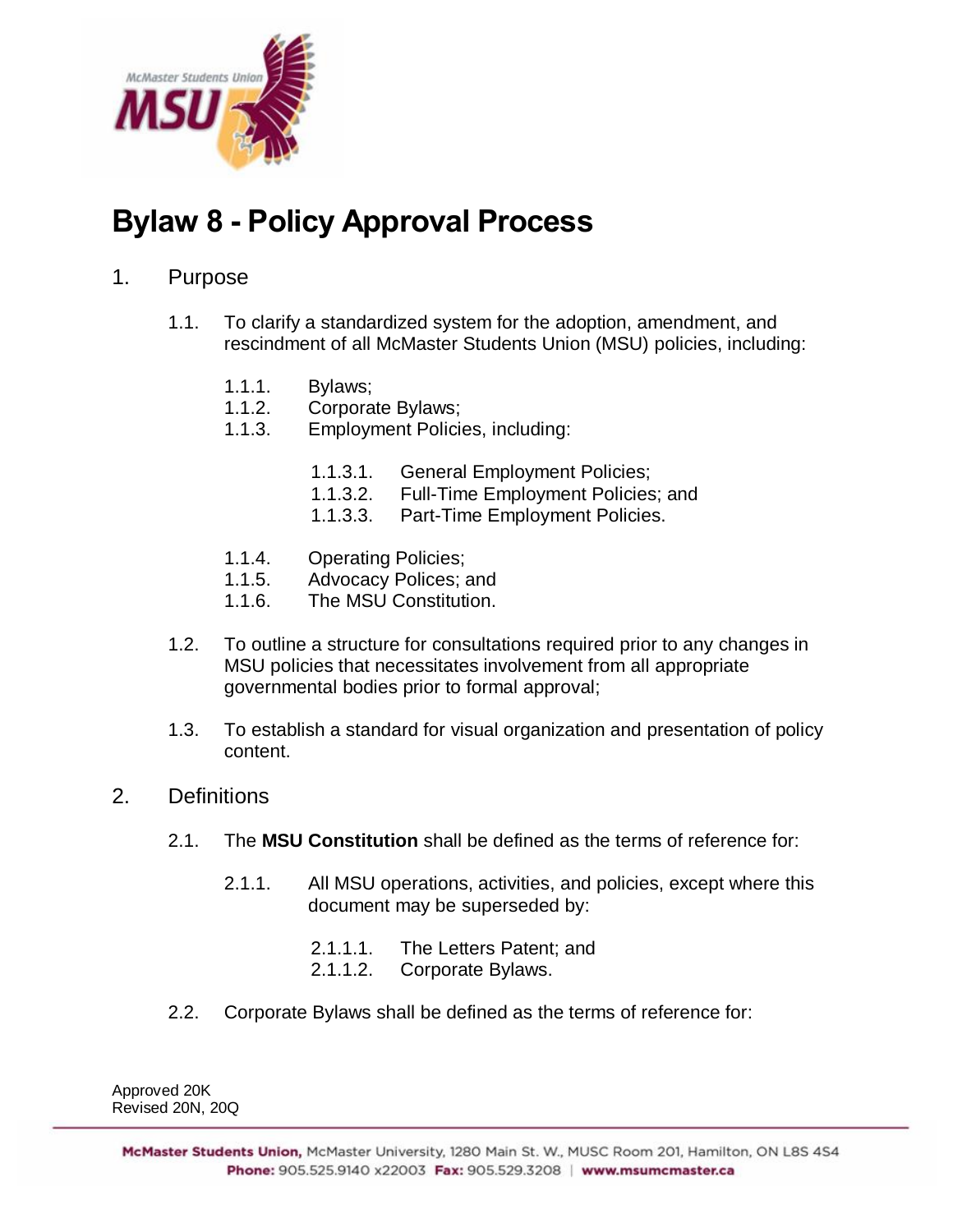# Bylaw 8 - Policy Approval Process

1. Purpose

   1.1. To clarify a standardized system for the adoption, amendment, and rescindment of all McMaster Students Union (MSU) policies, including:

      1.1.1. Bylaws;
      1.1.2. Corporate Bylaws;
      1.1.3. Employment Policies, including:

         1.1.3.1. General Employment Policies;
         1.1.3.2. Full-Time Employment Policies; and
         1.1.3.3. Part-Time Employment Policies.

      1.1.4. Operating Policies;
      1.1.5. Advocacy Polices; and
      1.1.6. The MSU Constitution.

   1.2. To outline a structure for consultations required prior to any changes in MSU policies that necessitates involvement from all appropriate governmental bodies prior to formal approval;

   1.3. To establish a standard for visual organization and presentation of policy content.

2. Definitions

   2.1. The **MSU Constitution** shall be defined as the terms of reference for:

      2.1.1. All MSU operations, activities, and policies, except where this document may be superseded by:

         2.1.1.1. The Letters Patent; and
         2.1.1.2. Corporate Bylaws.

   2.2. Corporate Bylaws shall be defined as the terms of reference for:

Approved 20K
Revised 20N, 20Q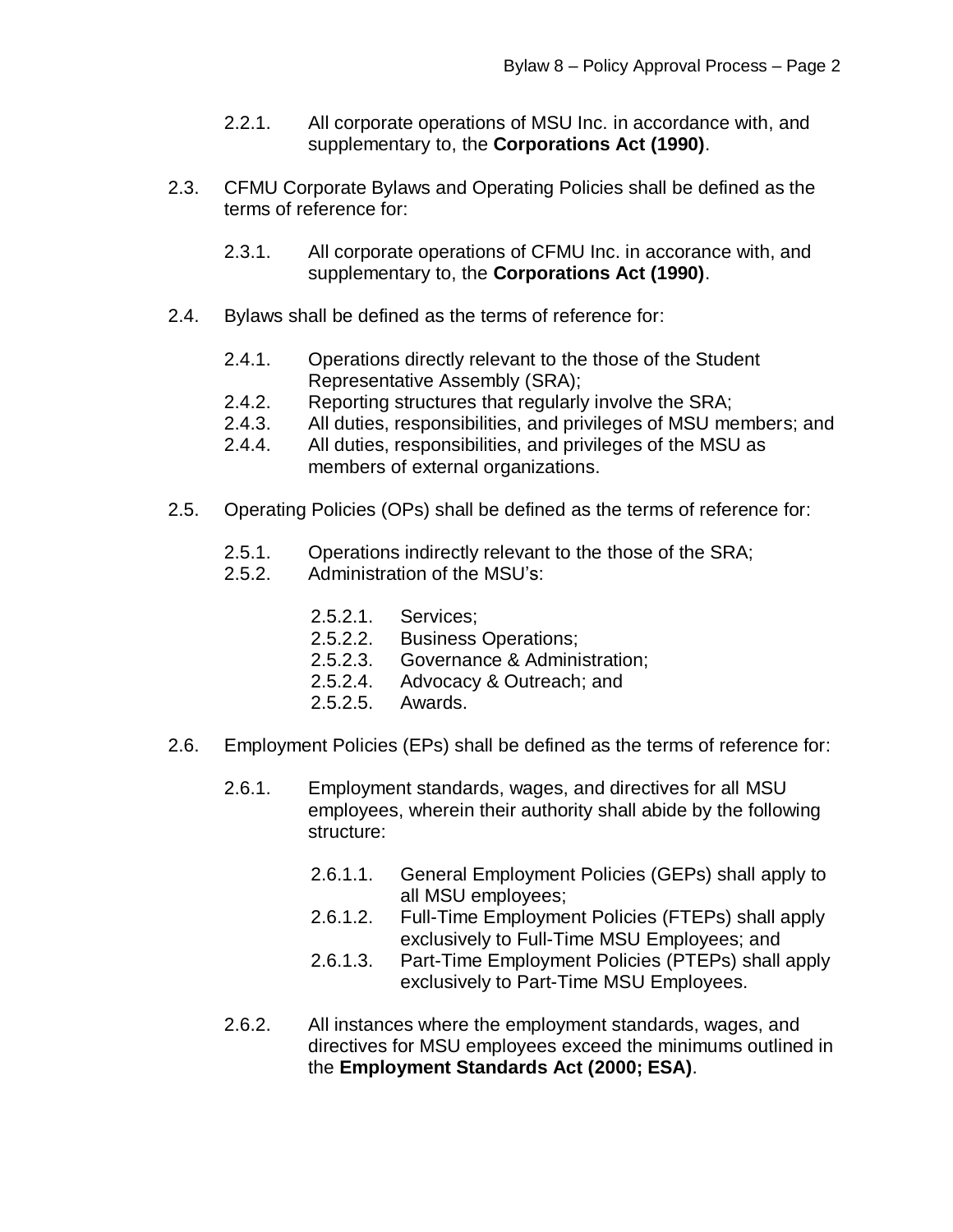2.2.1. All corporate operations of MSU Inc. in accordance with, and supplementary to, the **Corporations Act (1990)**.

2.3. CFMU Corporate Bylaws and Operating Policies shall be defined as the terms of reference for:

2.3.1. All corporate operations of CFMU Inc. in accorance with, and supplementary to, the **Corporations Act (1990)**.

2.4. Bylaws shall be defined as the terms of reference for:

2.4.1. Operations directly relevant to the those of the Student Representative Assembly (SRA);
2.4.2. Reporting structures that regularly involve the SRA;
2.4.3. All duties, responsibilities, and privileges of MSU members; and
2.4.4. All duties, responsibilities, and privileges of the MSU as members of external organizations.

2.5. Operating Policies (OPs) shall be defined as the terms of reference for:

2.5.1. Operations indirectly relevant to the those of the SRA;
2.5.2. Administration of the MSU's:

2.5.2.1. Services;
2.5.2.2. Business Operations;
2.5.2.3. Governance & Administration;
2.5.2.4. Advocacy & Outreach; and
2.5.2.5. Awards.

2.6. Employment Policies (EPs) shall be defined as the terms of reference for:

2.6.1. Employment standards, wages, and directives for all MSU employees, wherein their authority shall abide by the following structure:

2.6.1.1. General Employment Policies (GEPs) shall apply to all MSU employees;
2.6.1.2. Full-Time Employment Policies (FTEPs) shall apply exclusively to Full-Time MSU Employees; and
2.6.1.3. Part-Time Employment Policies (PTEPs) shall apply exclusively to Part-Time MSU Employees.

2.6.2. All instances where the employment standards, wages, and directives for MSU employees exceed the minimums outlined in the **Employment Standards Act (2000; ESA)**.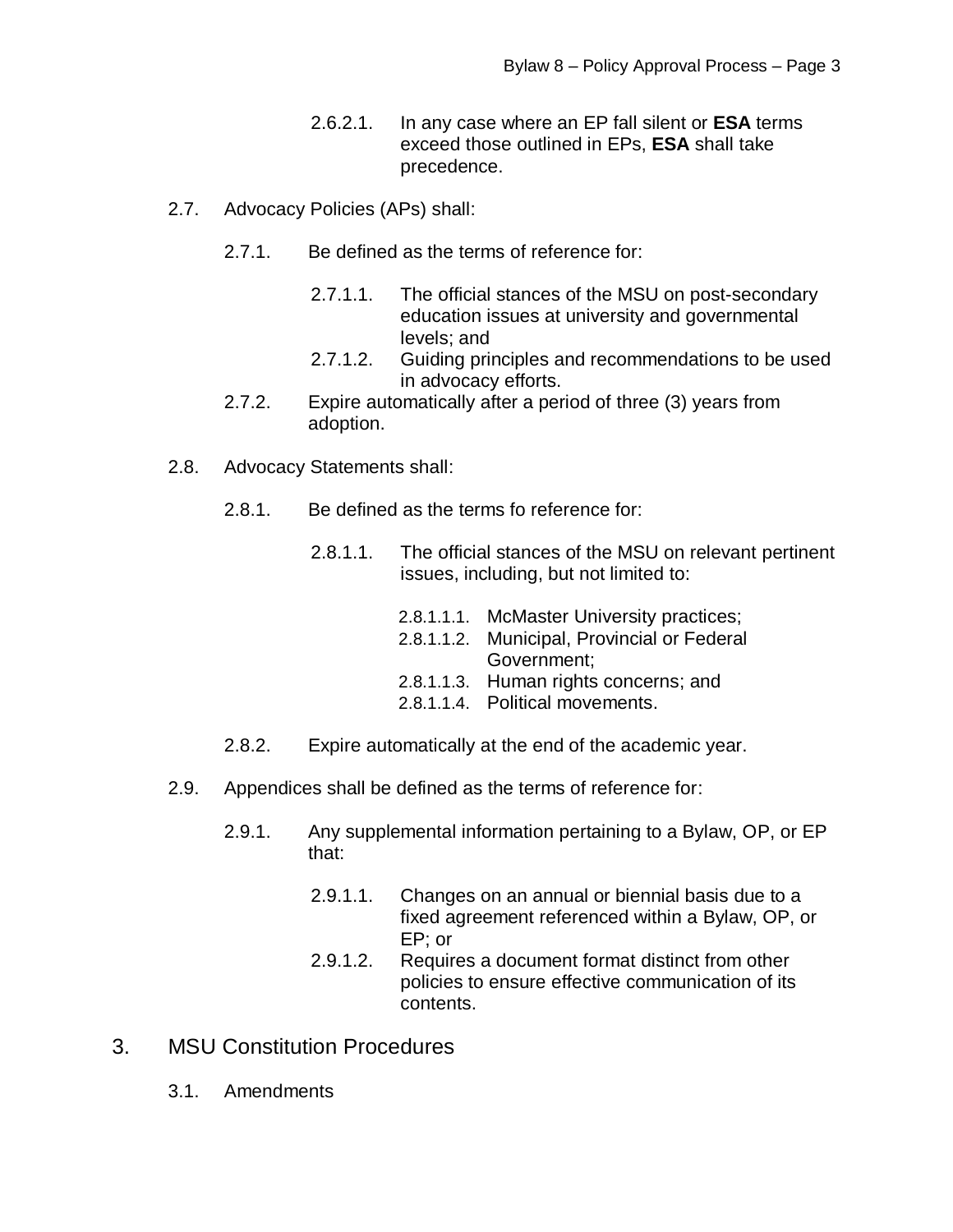2.6.2.1. In any case where an EP fall silent or **ESA** terms exceed those outlined in EPs, **ESA** shall take precedence.

2.7. Advocacy Policies (APs) shall:

2.7.1. Be defined as the terms of reference for:

2.7.1.1. The official stances of the MSU on post-secondary education issues at university and governmental levels; and

2.7.1.2. Guiding principles and recommendations to be used in advocacy efforts.

2.7.2. Expire automatically after a period of three (3) years from adoption.

2.8. Advocacy Statements shall:

2.8.1. Be defined as the terms fo reference for:

2.8.1.1. The official stances of the MSU on relevant pertinent issues, including, but not limited to:

2.8.1.1.1. McMaster University practices;

2.8.1.1.2. Municipal, Provincial or Federal Government;

2.8.1.1.3. Human rights concerns; and

2.8.1.1.4. Political movements.

2.8.2. Expire automatically at the end of the academic year.

2.9. Appendices shall be defined as the terms of reference for:

2.9.1. Any supplemental information pertaining to a Bylaw, OP, or EP that:

2.9.1.1. Changes on an annual or biennial basis due to a fixed agreement referenced within a Bylaw, OP, or EP; or

2.9.1.2. Requires a document format distinct from other policies to ensure effective communication of its contents.

## 3. MSU Constitution Procedures

3.1. Amendments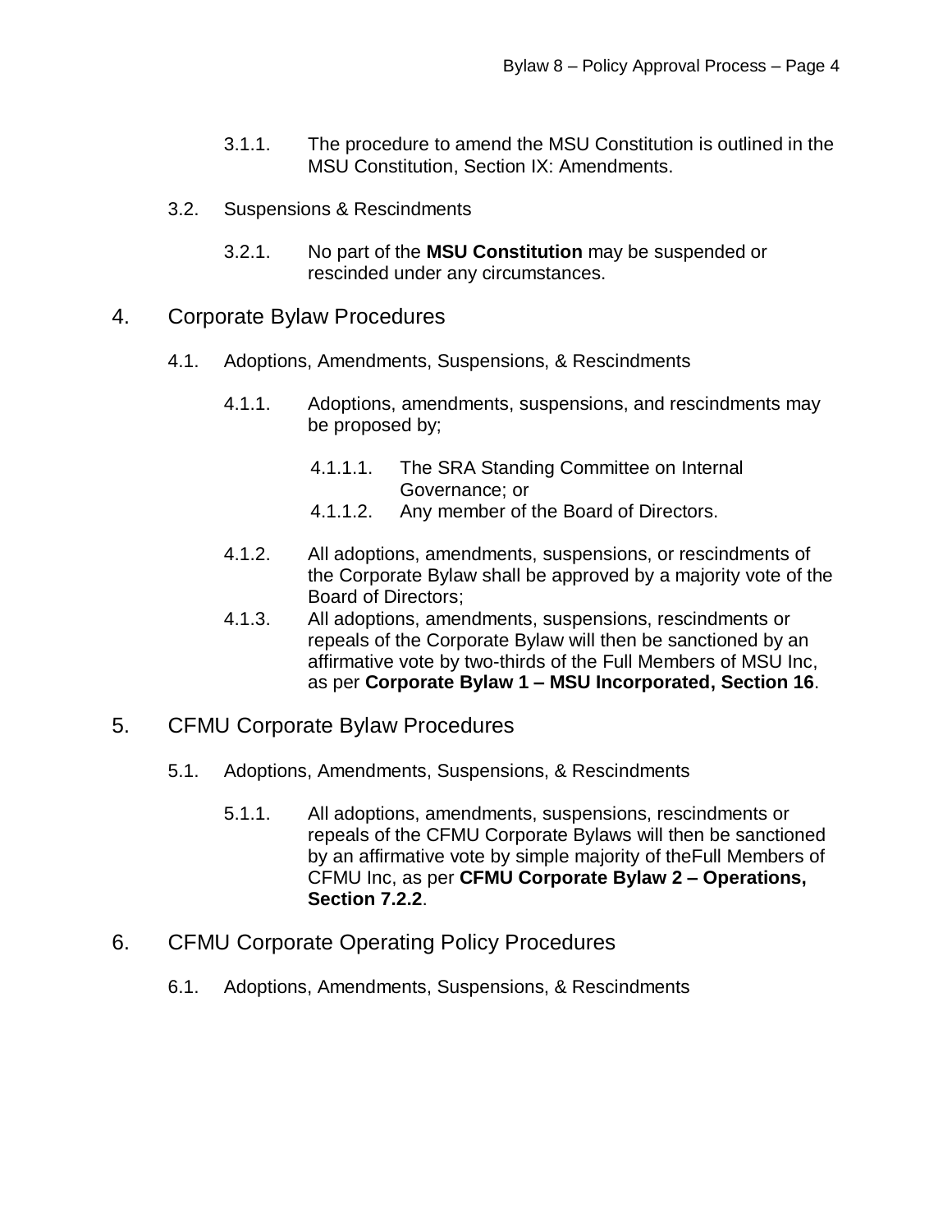3.1.1. The procedure to amend the MSU Constitution is outlined in the MSU Constitution, Section IX: Amendments.

3.2. Suspensions & Rescindments

3.2.1. No part of the **MSU Constitution** may be suspended or rescinded under any circumstances.

## 4. Corporate Bylaw Procedures

4.1. Adoptions, Amendments, Suspensions, & Rescindments

4.1.1. Adoptions, amendments, suspensions, and rescindments may be proposed by;

4.1.1.1. The SRA Standing Committee on Internal Governance; or
4.1.1.2. Any member of the Board of Directors.

4.1.2. All adoptions, amendments, suspensions, or rescindments of the Corporate Bylaw shall be approved by a majority vote of the Board of Directors;
4.1.3. All adoptions, amendments, suspensions, rescindments or repeals of the Corporate Bylaw will then be sanctioned by an affirmative vote by two-thirds of the Full Members of MSU Inc, as per **Corporate Bylaw 1 – MSU Incorporated, Section 16**.

## 5. CFMU Corporate Bylaw Procedures

5.1. Adoptions, Amendments, Suspensions, & Rescindments

5.1.1. All adoptions, amendments, suspensions, rescindments or repeals of the CFMU Corporate Bylaws will then be sanctioned by an affirmative vote by simple majority of theFull Members of CFMU Inc, as per **CFMU Corporate Bylaw 2 – Operations, Section 7.2.2**.

## 6. CFMU Corporate Operating Policy Procedures

6.1. Adoptions, Amendments, Suspensions, & Rescindments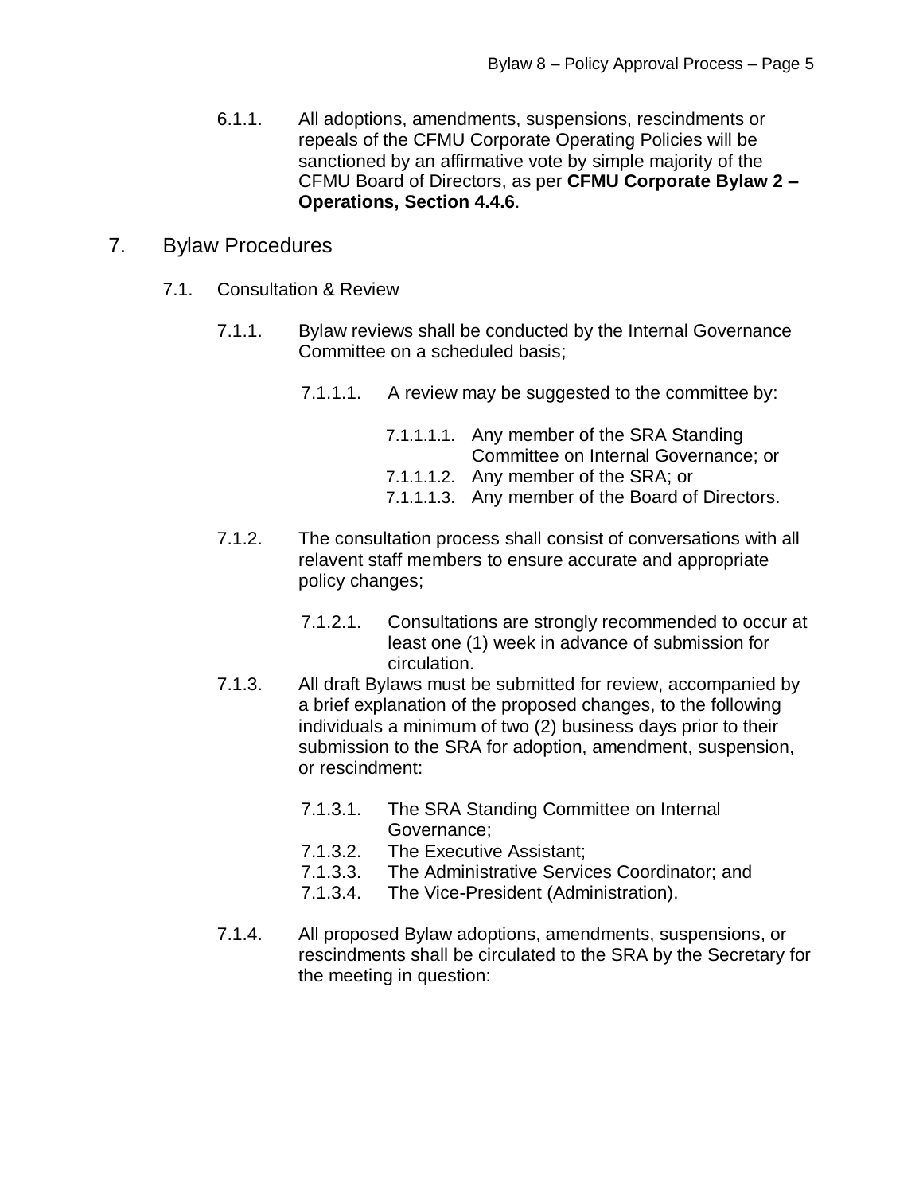6.1.1. All adoptions, amendments, suspensions, rescindments or repeals of the CFMU Corporate Operating Policies will be sanctioned by an affirmative vote by simple majority of the CFMU Board of Directors, as per **CFMU Corporate Bylaw 2 – Operations, Section 4.4.6**.

## 7. Bylaw Procedures

### 7.1. Consultation & Review

7.1.1. Bylaw reviews shall be conducted by the Internal Governance Committee on a scheduled basis;

7.1.1.1. A review may be suggested to the committee by:

7.1.1.1.1. Any member of the SRA Standing Committee on Internal Governance; or
7.1.1.1.2. Any member of the SRA; or
7.1.1.1.3. Any member of the Board of Directors.

7.1.2. The consultation process shall consist of conversations with all relavent staff members to ensure accurate and appropriate policy changes;

7.1.2.1. Consultations are strongly recommended to occur at least one (1) week in advance of submission for circulation.

7.1.3. All draft Bylaws must be submitted for review, accompanied by a brief explanation of the proposed changes, to the following individuals a minimum of two (2) business days prior to their submission to the SRA for adoption, amendment, suspension, or rescindment:

7.1.3.1. The SRA Standing Committee on Internal Governance;
7.1.3.2. The Executive Assistant;
7.1.3.3. The Administrative Services Coordinator; and
7.1.3.4. The Vice-President (Administration).

7.1.4. All proposed Bylaw adoptions, amendments, suspensions, or rescindments shall be circulated to the SRA by the Secretary for the meeting in question: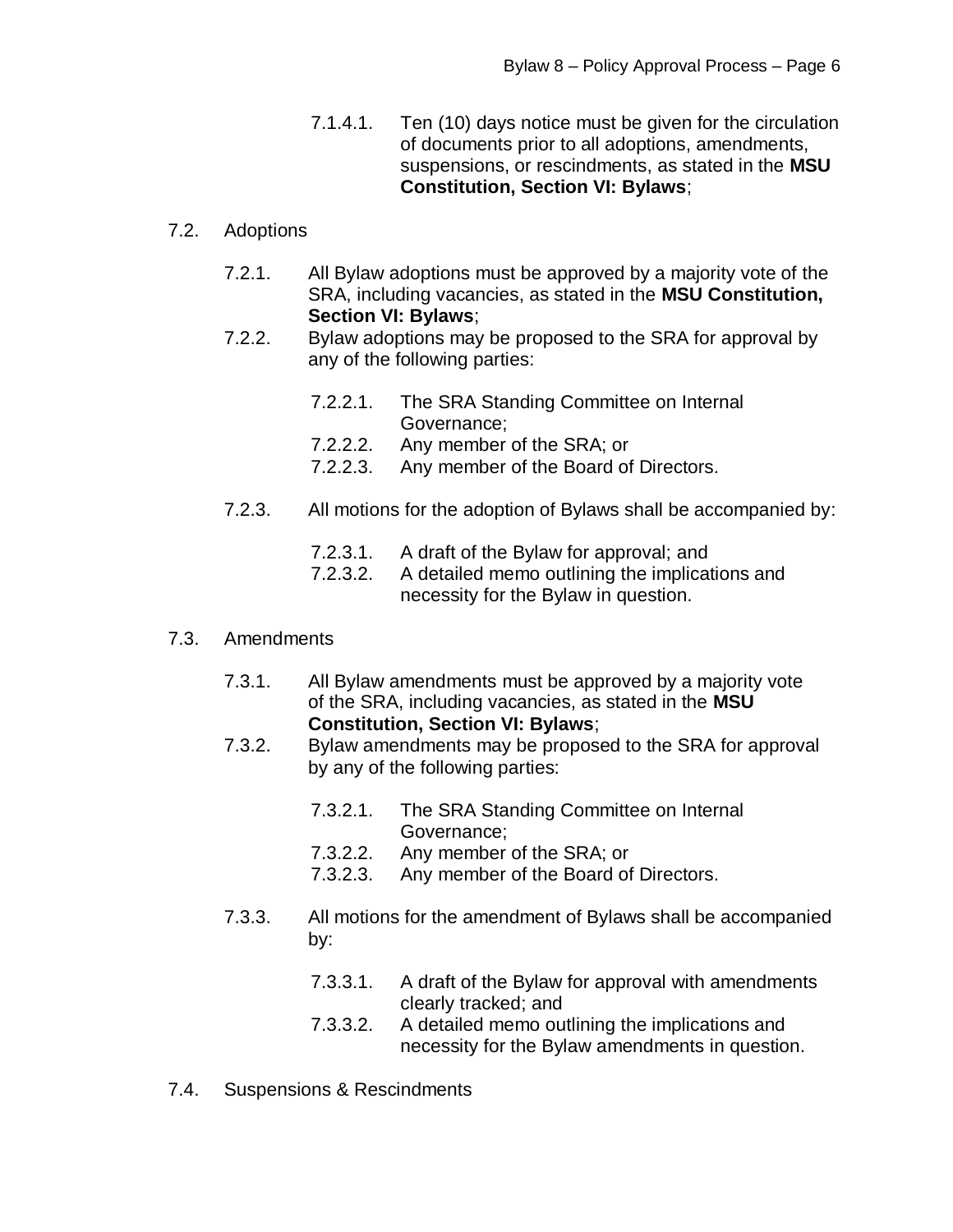7.1.4.1. Ten (10) days notice must be given for the circulation of documents prior to all adoptions, amendments, suspensions, or rescindments, as stated in the **MSU Constitution, Section VI: Bylaws**;

7.2. Adoptions

7.2.1. All Bylaw adoptions must be approved by a majority vote of the SRA, including vacancies, as stated in the **MSU Constitution, Section VI: Bylaws**;

7.2.2. Bylaw adoptions may be proposed to the SRA for approval by any of the following parties:

7.2.2.1. The SRA Standing Committee on Internal Governance;

7.2.2.2. Any member of the SRA; or

7.2.2.3. Any member of the Board of Directors.

7.2.3. All motions for the adoption of Bylaws shall be accompanied by:

7.2.3.1. A draft of the Bylaw for approval; and

7.2.3.2. A detailed memo outlining the implications and necessity for the Bylaw in question.

7.3. Amendments

7.3.1. All Bylaw amendments must be approved by a majority vote of the SRA, including vacancies, as stated in the **MSU Constitution, Section VI: Bylaws**;

7.3.2. Bylaw amendments may be proposed to the SRA for approval by any of the following parties:

7.3.2.1. The SRA Standing Committee on Internal Governance;

7.3.2.2. Any member of the SRA; or

7.3.2.3. Any member of the Board of Directors.

7.3.3. All motions for the amendment of Bylaws shall be accompanied by:

7.3.3.1. A draft of the Bylaw for approval with amendments clearly tracked; and

7.3.3.2. A detailed memo outlining the implications and necessity for the Bylaw amendments in question.

7.4. Suspensions & Rescindments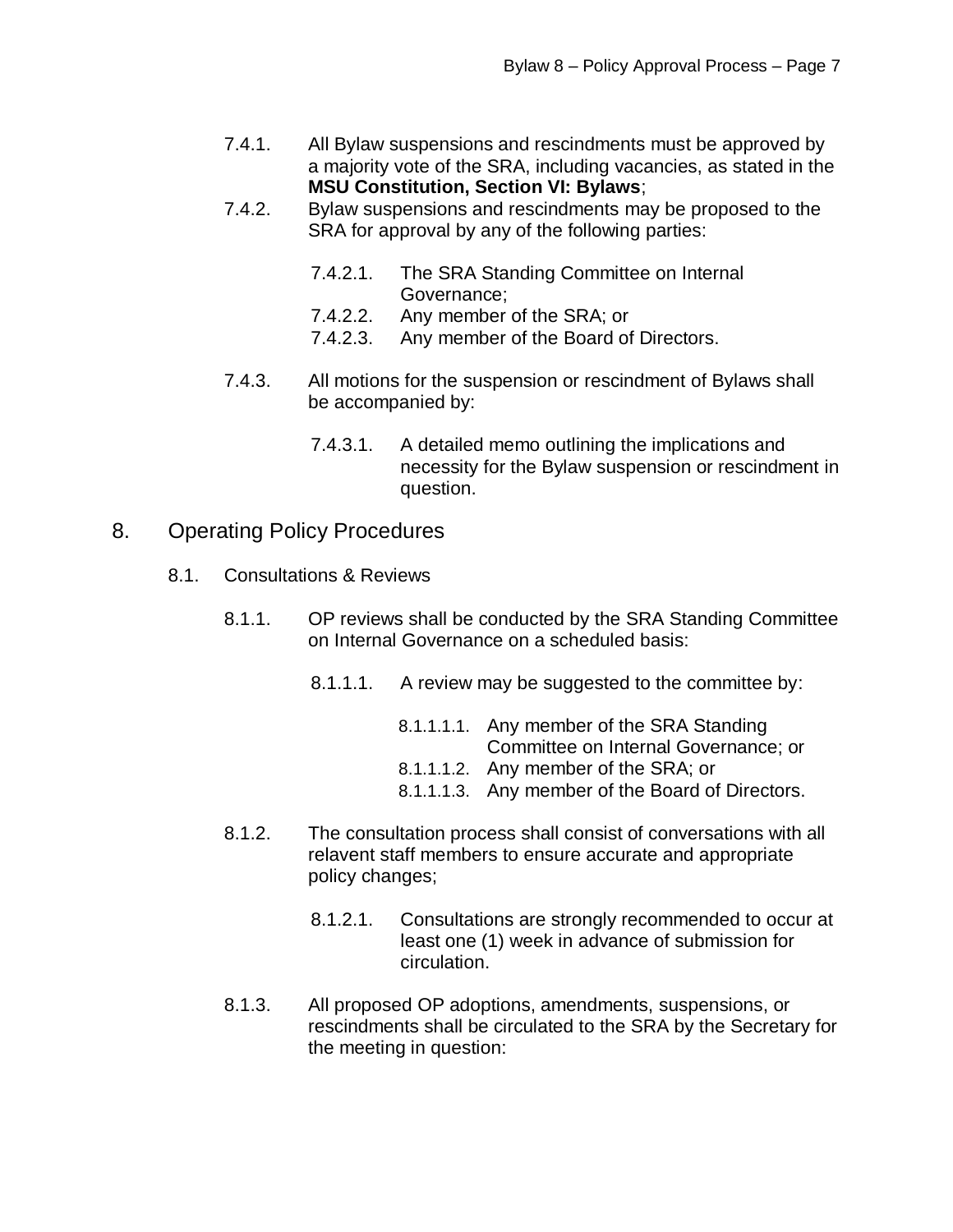7.4.1. All Bylaw suspensions and rescindments must be approved by a majority vote of the SRA, including vacancies, as stated in the **MSU Constitution, Section VI: Bylaws**;

7.4.2. Bylaw suspensions and rescindments may be proposed to the SRA for approval by any of the following parties:

7.4.2.1. The SRA Standing Committee on Internal Governance;

7.4.2.2. Any member of the SRA; or

7.4.2.3. Any member of the Board of Directors.

7.4.3. All motions for the suspension or rescindment of Bylaws shall be accompanied by:

7.4.3.1. A detailed memo outlining the implications and necessity for the Bylaw suspension or rescindment in question.

## 8. Operating Policy Procedures

### 8.1. Consultations & Reviews

8.1.1. OP reviews shall be conducted by the SRA Standing Committee on Internal Governance on a scheduled basis:

8.1.1.1. A review may be suggested to the committee by:

8.1.1.1.1. Any member of the SRA Standing Committee on Internal Governance; or

8.1.1.1.2. Any member of the SRA; or

8.1.1.1.3. Any member of the Board of Directors.

8.1.2. The consultation process shall consist of conversations with all relavent staff members to ensure accurate and appropriate policy changes;

8.1.2.1. Consultations are strongly recommended to occur at least one (1) week in advance of submission for circulation.

8.1.3. All proposed OP adoptions, amendments, suspensions, or rescindments shall be circulated to the SRA by the Secretary for the meeting in question: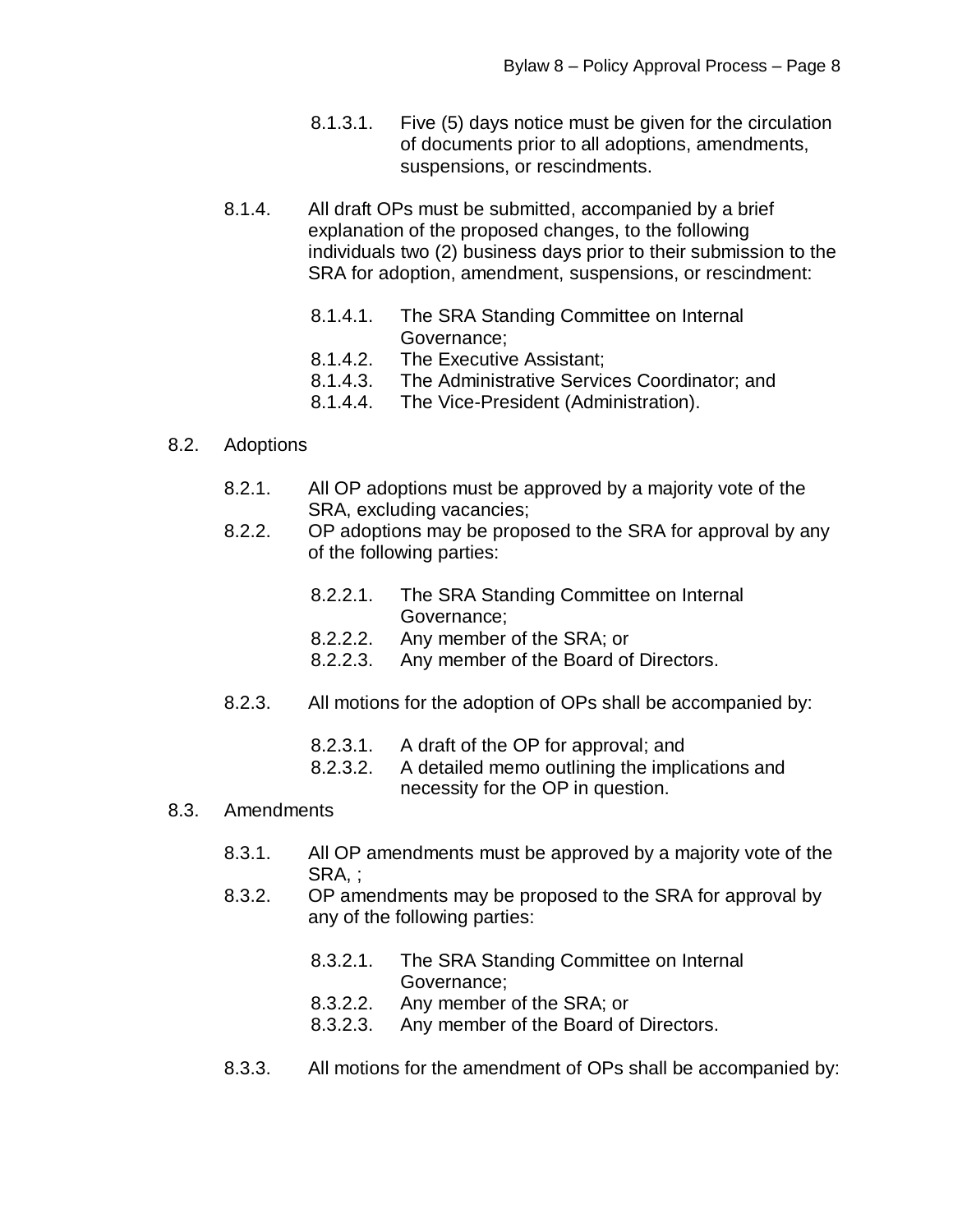8.1.3.1. Five (5) days notice must be given for the circulation of documents prior to all adoptions, amendments, suspensions, or rescindments.

8.1.4. All draft OPs must be submitted, accompanied by a brief explanation of the proposed changes, to the following individuals two (2) business days prior to their submission to the SRA for adoption, amendment, suspensions, or rescindment:

8.1.4.1. The SRA Standing Committee on Internal Governance;
8.1.4.2. The Executive Assistant;
8.1.4.3. The Administrative Services Coordinator; and
8.1.4.4. The Vice-President (Administration).

8.2. Adoptions

8.2.1. All OP adoptions must be approved by a majority vote of the SRA, excluding vacancies;

8.2.2. OP adoptions may be proposed to the SRA for approval by any of the following parties:

8.2.2.1. The SRA Standing Committee on Internal Governance;
8.2.2.2. Any member of the SRA; or
8.2.2.3. Any member of the Board of Directors.

8.2.3. All motions for the adoption of OPs shall be accompanied by:

8.2.3.1. A draft of the OP for approval; and
8.2.3.2. A detailed memo outlining the implications and necessity for the OP in question.

8.3. Amendments

8.3.1. All OP amendments must be approved by a majority vote of the SRA, ;

8.3.2. OP amendments may be proposed to the SRA for approval by any of the following parties:

8.3.2.1. The SRA Standing Committee on Internal Governance;
8.3.2.2. Any member of the SRA; or
8.3.2.3. Any member of the Board of Directors.

8.3.3. All motions for the amendment of OPs shall be accompanied by: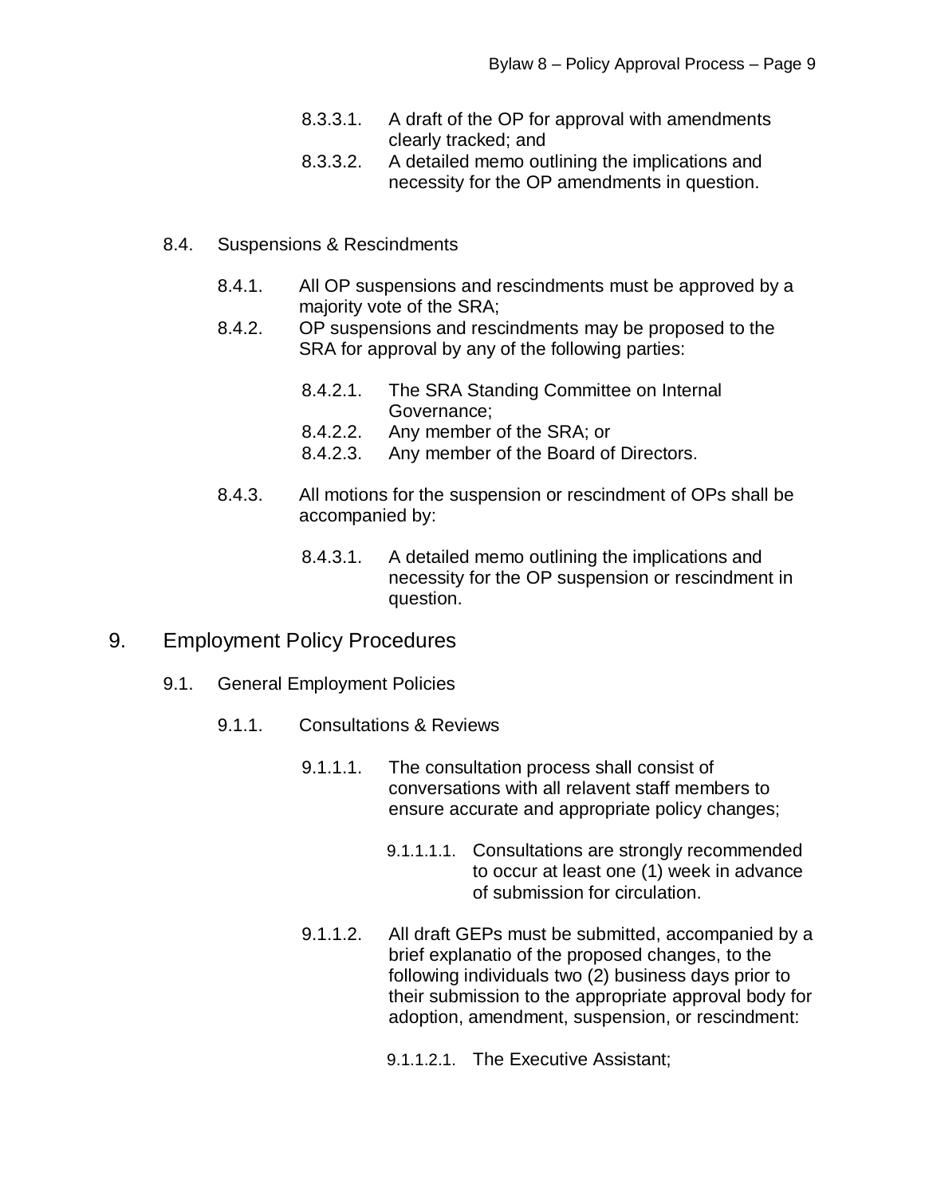8.3.3.1. A draft of the OP for approval with amendments clearly tracked; and

8.3.3.2. A detailed memo outlining the implications and necessity for the OP amendments in question.

8.4. Suspensions & Rescindments

8.4.1. All OP suspensions and rescindments must be approved by a majority vote of the SRA;

8.4.2. OP suspensions and rescindments may be proposed to the SRA for approval by any of the following parties:

8.4.2.1. The SRA Standing Committee on Internal Governance;

8.4.2.2. Any member of the SRA; or

8.4.2.3. Any member of the Board of Directors.

8.4.3. All motions for the suspension or rescindment of OPs shall be accompanied by:

8.4.3.1. A detailed memo outlining the implications and necessity for the OP suspension or rescindment in question.

## 9. Employment Policy Procedures

9.1. General Employment Policies

9.1.1. Consultations & Reviews

9.1.1.1. The consultation process shall consist of conversations with all relavent staff members to ensure accurate and appropriate policy changes;

9.1.1.1.1. Consultations are strongly recommended to occur at least one (1) week in advance of submission for circulation.

9.1.1.2. All draft GEPs must be submitted, accompanied by a brief explanatio of the proposed changes, to the following individuals two (2) business days prior to their submission to the appropriate approval body for adoption, amendment, suspension, or rescindment:

9.1.1.2.1. The Executive Assistant;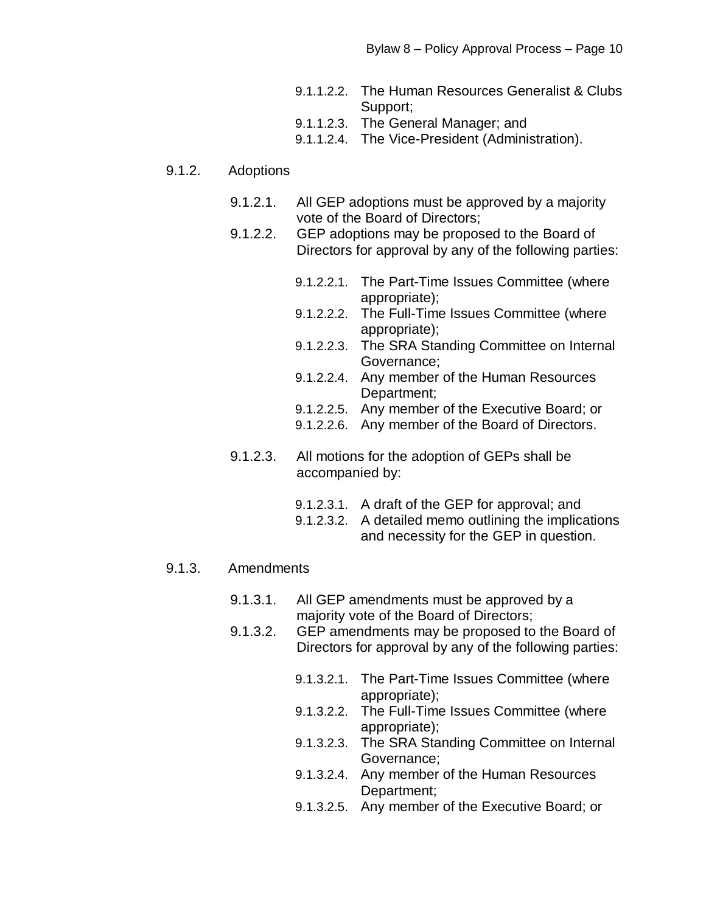9.1.1.2.2. The Human Resources Generalist & Clubs Support;
9.1.1.2.3. The General Manager; and
9.1.1.2.4. The Vice-President (Administration).

9.1.2. Adoptions

9.1.2.1. All GEP adoptions must be approved by a majority vote of the Board of Directors;
9.1.2.2. GEP adoptions may be proposed to the Board of Directors for approval by any of the following parties:

9.1.2.2.1. The Part-Time Issues Committee (where appropriate);
9.1.2.2.2. The Full-Time Issues Committee (where appropriate);
9.1.2.2.3. The SRA Standing Committee on Internal Governance;
9.1.2.2.4. Any member of the Human Resources Department;
9.1.2.2.5. Any member of the Executive Board; or
9.1.2.2.6. Any member of the Board of Directors.

9.1.2.3. All motions for the adoption of GEPs shall be accompanied by:

9.1.2.3.1. A draft of the GEP for approval; and
9.1.2.3.2. A detailed memo outlining the implications and necessity for the GEP in question.

9.1.3. Amendments

9.1.3.1. All GEP amendments must be approved by a majority vote of the Board of Directors;
9.1.3.2. GEP amendments may be proposed to the Board of Directors for approval by any of the following parties:

9.1.3.2.1. The Part-Time Issues Committee (where appropriate);
9.1.3.2.2. The Full-Time Issues Committee (where appropriate);
9.1.3.2.3. The SRA Standing Committee on Internal Governance;
9.1.3.2.4. Any member of the Human Resources Department;
9.1.3.2.5. Any member of the Executive Board; or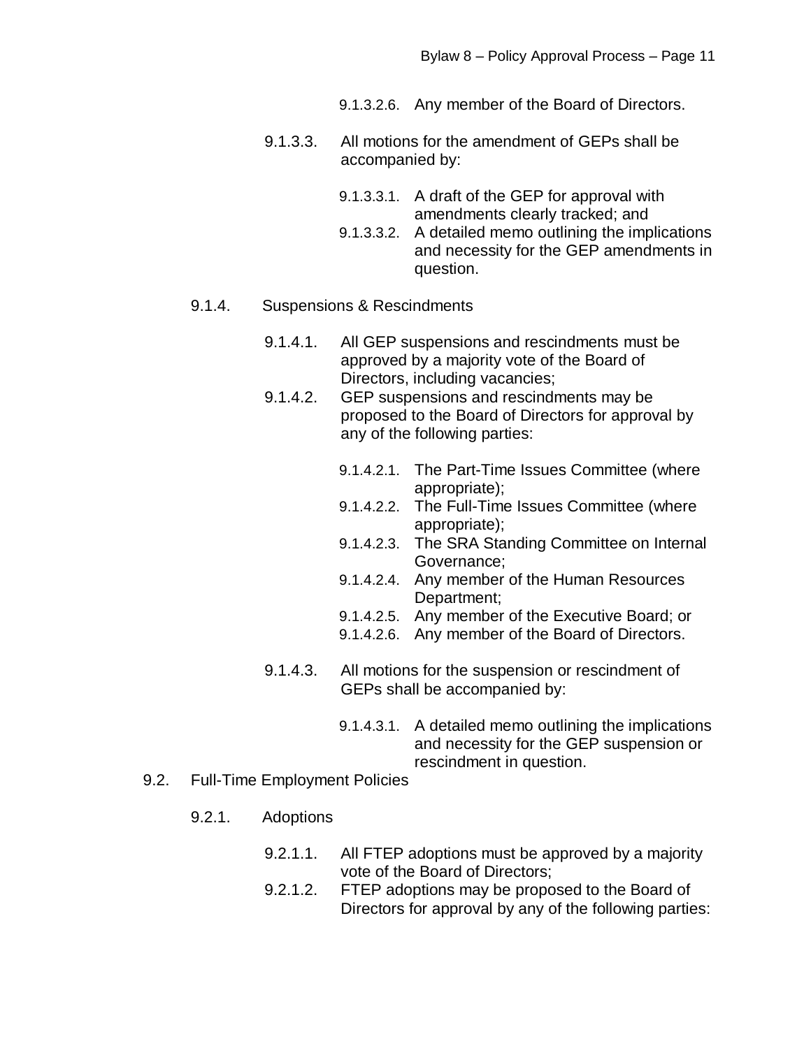9.1.3.2.6. Any member of the Board of Directors.

9.1.3.3. All motions for the amendment of GEPs shall be accompanied by:

9.1.3.3.1. A draft of the GEP for approval with amendments clearly tracked; and

9.1.3.3.2. A detailed memo outlining the implications and necessity for the GEP amendments in question.

9.1.4. Suspensions & Rescindments

9.1.4.1. All GEP suspensions and rescindments must be approved by a majority vote of the Board of Directors, including vacancies;

9.1.4.2. GEP suspensions and rescindments may be proposed to the Board of Directors for approval by any of the following parties:

9.1.4.2.1. The Part-Time Issues Committee (where appropriate);

9.1.4.2.2. The Full-Time Issues Committee (where appropriate);

9.1.4.2.3. The SRA Standing Committee on Internal Governance;

9.1.4.2.4. Any member of the Human Resources Department;

9.1.4.2.5. Any member of the Executive Board; or

9.1.4.2.6. Any member of the Board of Directors.

9.1.4.3. All motions for the suspension or rescindment of GEPs shall be accompanied by:

9.1.4.3.1. A detailed memo outlining the implications and necessity for the GEP suspension or rescindment in question.

9.2. Full-Time Employment Policies

9.2.1. Adoptions

9.2.1.1. All FTEP adoptions must be approved by a majority vote of the Board of Directors;

9.2.1.2. FTEP adoptions may be proposed to the Board of Directors for approval by any of the following parties: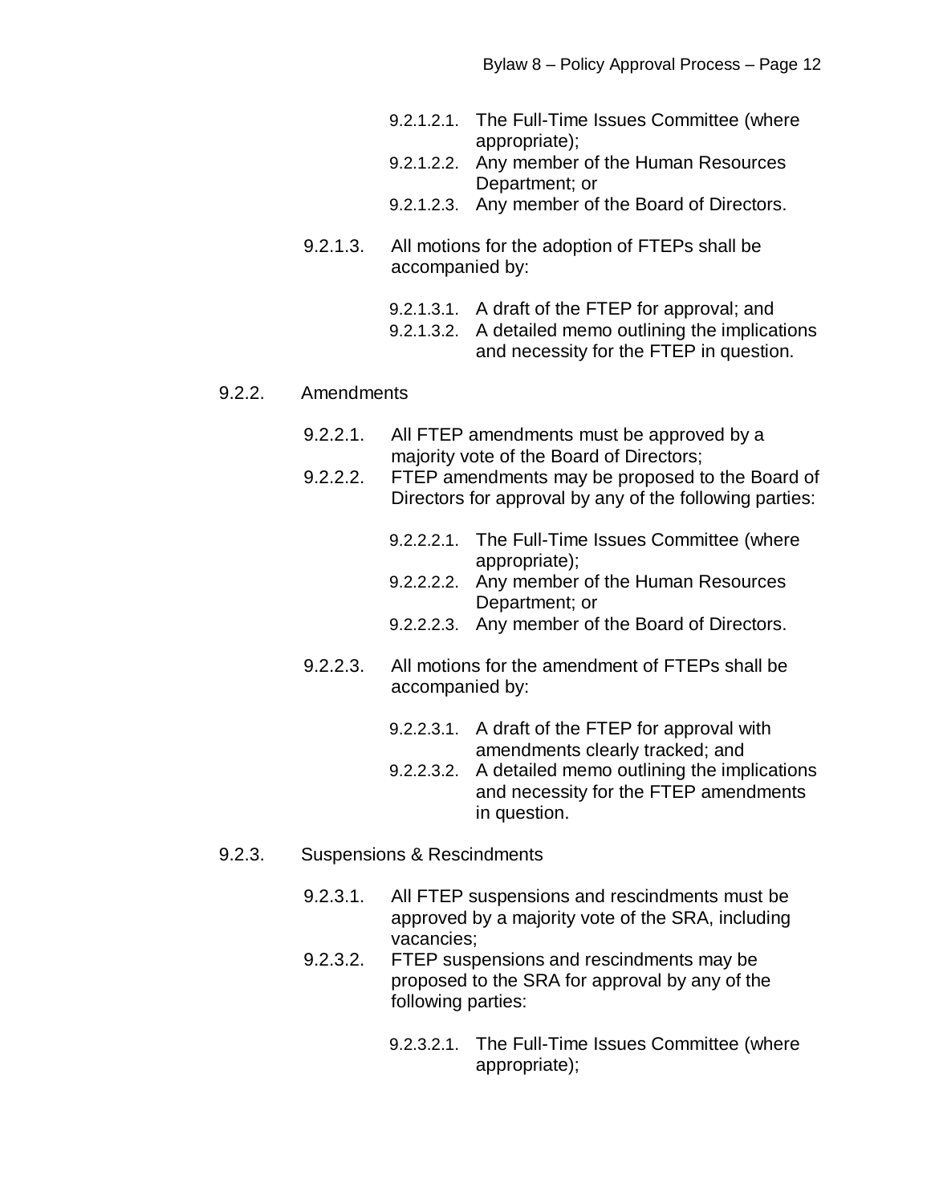9.2.1.2.1. The Full-Time Issues Committee (where appropriate);

9.2.1.2.2. Any member of the Human Resources Department; or

9.2.1.2.3. Any member of the Board of Directors.

9.2.1.3. All motions for the adoption of FTEPs shall be accompanied by:

9.2.1.3.1. A draft of the FTEP for approval; and

9.2.1.3.2. A detailed memo outlining the implications and necessity for the FTEP in question.

9.2.2. Amendments

9.2.2.1. All FTEP amendments must be approved by a majority vote of the Board of Directors;

9.2.2.2. FTEP amendments may be proposed to the Board of Directors for approval by any of the following parties:

9.2.2.2.1. The Full-Time Issues Committee (where appropriate);

9.2.2.2.2. Any member of the Human Resources Department; or

9.2.2.2.3. Any member of the Board of Directors.

9.2.2.3. All motions for the amendment of FTEPs shall be accompanied by:

9.2.2.3.1. A draft of the FTEP for approval with amendments clearly tracked; and

9.2.2.3.2. A detailed memo outlining the implications and necessity for the FTEP amendments in question.

9.2.3. Suspensions & Rescindments

9.2.3.1. All FTEP suspensions and rescindments must be approved by a majority vote of the SRA, including vacancies;

9.2.3.2. FTEP suspensions and rescindments may be proposed to the SRA for approval by any of the following parties:

9.2.3.2.1. The Full-Time Issues Committee (where appropriate);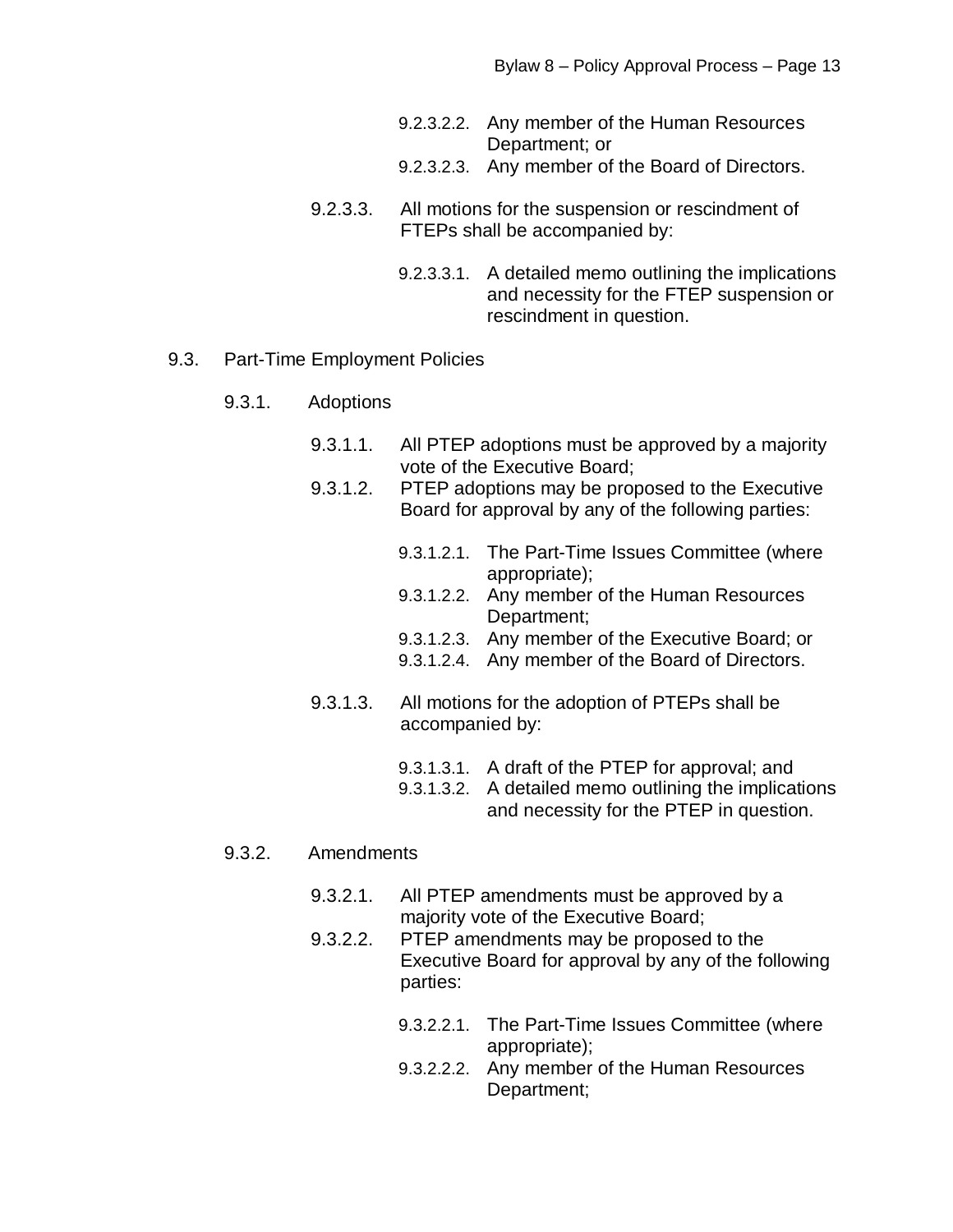9.2.3.2.2. Any member of the Human Resources Department; or
9.2.3.2.3. Any member of the Board of Directors.

9.2.3.3. All motions for the suspension or rescindment of FTEPs shall be accompanied by:

9.2.3.3.1. A detailed memo outlining the implications and necessity for the FTEP suspension or rescindment in question.

9.3. Part-Time Employment Policies

9.3.1. Adoptions

9.3.1.1. All PTEP adoptions must be approved by a majority vote of the Executive Board;
9.3.1.2. PTEP adoptions may be proposed to the Executive Board for approval by any of the following parties:

9.3.1.2.1. The Part-Time Issues Committee (where appropriate);
9.3.1.2.2. Any member of the Human Resources Department;
9.3.1.2.3. Any member of the Executive Board; or
9.3.1.2.4. Any member of the Board of Directors.

9.3.1.3. All motions for the adoption of PTEPs shall be accompanied by:

9.3.1.3.1. A draft of the PTEP for approval; and
9.3.1.3.2. A detailed memo outlining the implications and necessity for the PTEP in question.

9.3.2. Amendments

9.3.2.1. All PTEP amendments must be approved by a majority vote of the Executive Board;
9.3.2.2. PTEP amendments may be proposed to the Executive Board for approval by any of the following parties:

9.3.2.2.1. The Part-Time Issues Committee (where appropriate);
9.3.2.2.2. Any member of the Human Resources Department;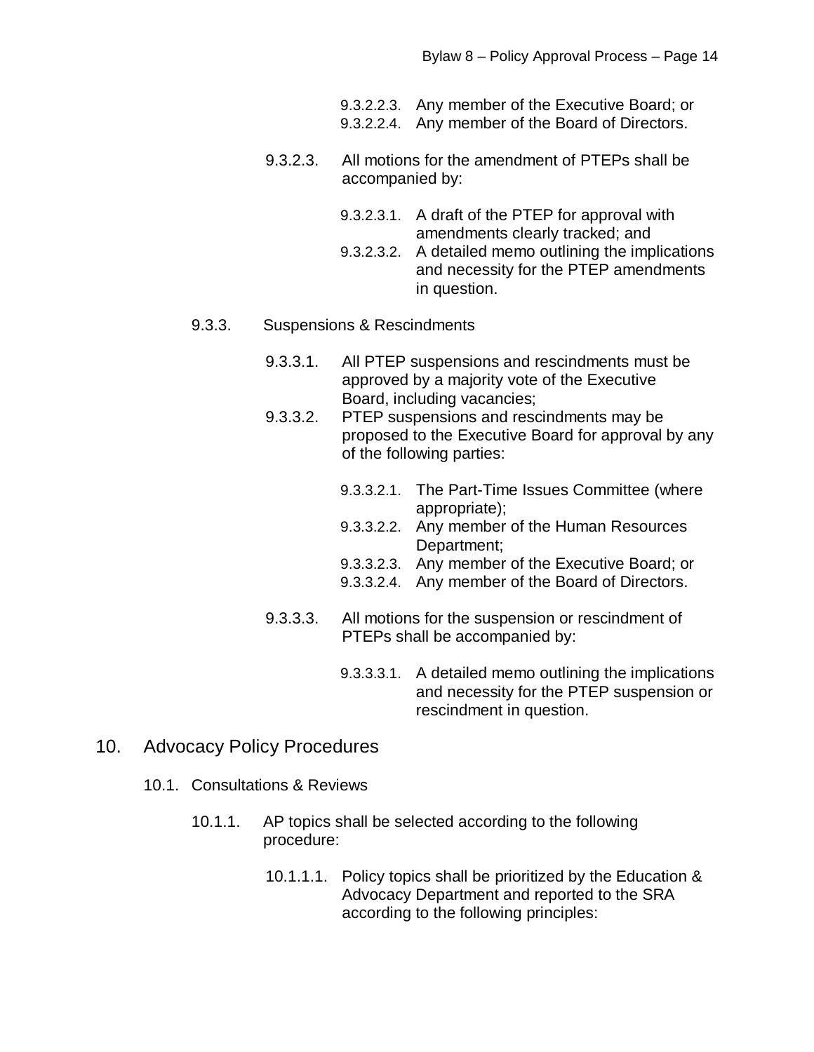- 9.3.2.2.3. Any member of the Executive Board; or
- 9.3.2.2.4. Any member of the Board of Directors.

9.3.2.3. All motions for the amendment of PTEPs shall be accompanied by:

- 9.3.2.3.1. A draft of the PTEP for approval with amendments clearly tracked; and
- 9.3.2.3.2. A detailed memo outlining the implications and necessity for the PTEP amendments in question.

9.3.3. Suspensions & Rescindments

9.3.3.1. All PTEP suspensions and rescindments must be approved by a majority vote of the Executive Board, including vacancies;

9.3.3.2. PTEP suspensions and rescindments may be proposed to the Executive Board for approval by any of the following parties:

- 9.3.3.2.1. The Part-Time Issues Committee (where appropriate);
- 9.3.3.2.2. Any member of the Human Resources Department;
- 9.3.3.2.3. Any member of the Executive Board; or
- 9.3.3.2.4. Any member of the Board of Directors.

9.3.3.3. All motions for the suspension or rescindment of PTEPs shall be accompanied by:

- 9.3.3.3.1. A detailed memo outlining the implications and necessity for the PTEP suspension or rescindment in question.

## 10. Advocacy Policy Procedures

### 10.1. Consultations & Reviews

10.1.1. AP topics shall be selected according to the following procedure:

10.1.1.1. Policy topics shall be prioritized by the Education & Advocacy Department and reported to the SRA according to the following principles: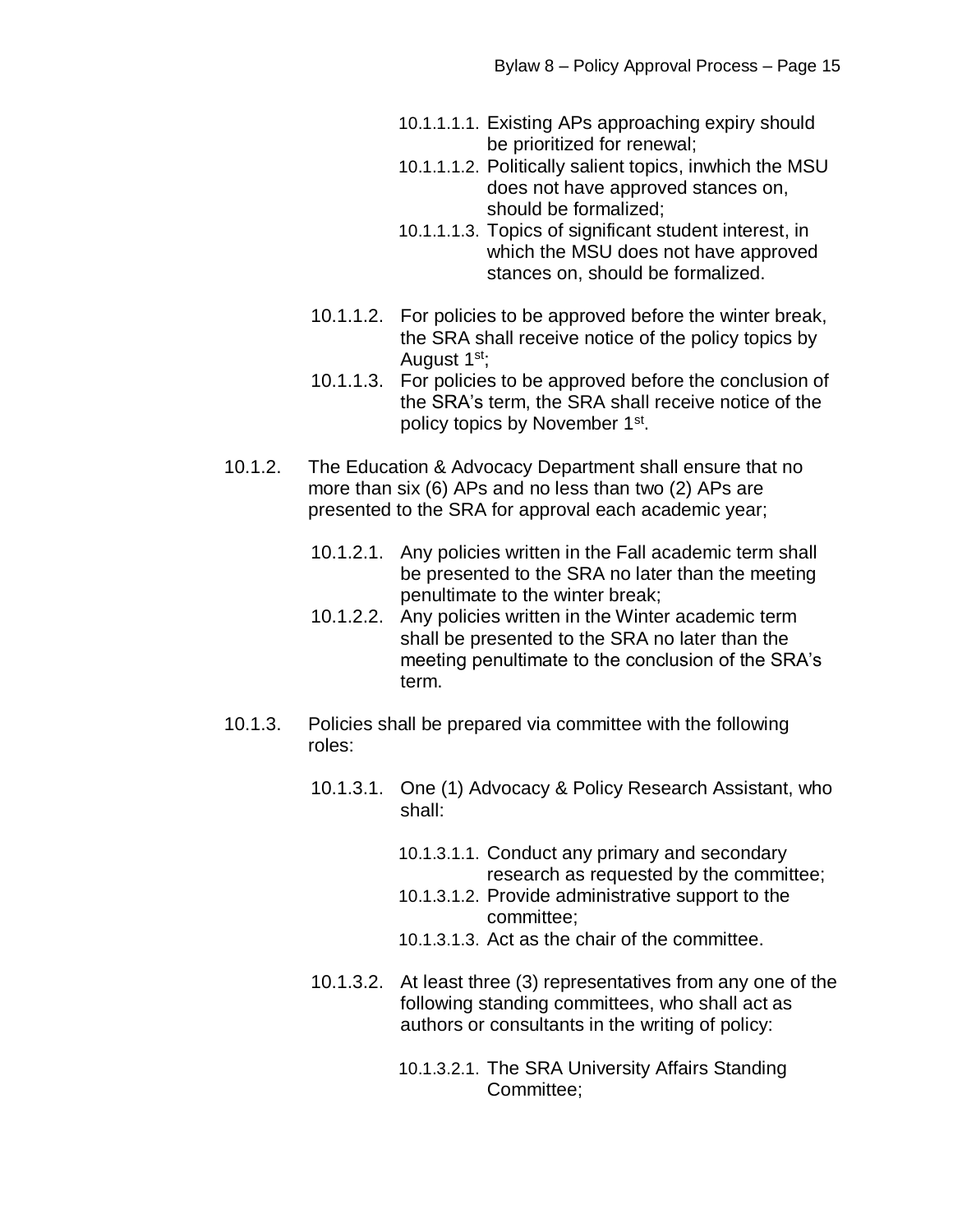- 10.1.1.1.1. Existing APs approaching expiry should be prioritized for renewal;
- 10.1.1.1.2. Politically salient topics, inwhich the MSU does not have approved stances on, should be formalized;
- 10.1.1.1.3. Topics of significant student interest, in which the MSU does not have approved stances on, should be formalized.

10.1.1.2. For policies to be approved before the winter break, the SRA shall receive notice of the policy topics by August 1st;

10.1.1.3. For policies to be approved before the conclusion of the SRA's term, the SRA shall receive notice of the policy topics by November 1st.

10.1.2. The Education & Advocacy Department shall ensure that no more than six (6) APs and no less than two (2) APs are presented to the SRA for approval each academic year;

10.1.2.1. Any policies written in the Fall academic term shall be presented to the SRA no later than the meeting penultimate to the winter break;

10.1.2.2. Any policies written in the Winter academic term shall be presented to the SRA no later than the meeting penultimate to the conclusion of the SRA's term.

10.1.3. Policies shall be prepared via committee with the following roles:

10.1.3.1. One (1) Advocacy & Policy Research Assistant, who shall:

- 10.1.3.1.1. Conduct any primary and secondary research as requested by the committee;
- 10.1.3.1.2. Provide administrative support to the committee;
- 10.1.3.1.3. Act as the chair of the committee.

10.1.3.2. At least three (3) representatives from any one of the following standing committees, who shall act as authors or consultants in the writing of policy:

- 10.1.3.2.1. The SRA University Affairs Standing Committee;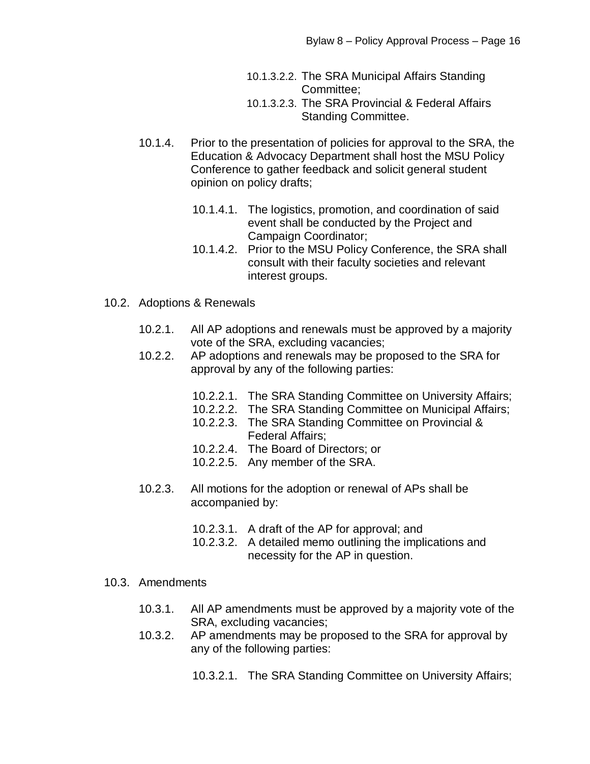- 10.1.3.2.2. The SRA Municipal Affairs Standing Committee;
- 10.1.3.2.3. The SRA Provincial & Federal Affairs Standing Committee.

10.1.4. Prior to the presentation of policies for approval to the SRA, the Education & Advocacy Department shall host the MSU Policy Conference to gather feedback and solicit general student opinion on policy drafts;

- 10.1.4.1. The logistics, promotion, and coordination of said event shall be conducted by the Project and Campaign Coordinator;
- 10.1.4.2. Prior to the MSU Policy Conference, the SRA shall consult with their faculty societies and relevant interest groups.

10.2. Adoptions & Renewals

10.2.1. All AP adoptions and renewals must be approved by a majority vote of the SRA, excluding vacancies;

10.2.2. AP adoptions and renewals may be proposed to the SRA for approval by any of the following parties:

- 10.2.2.1. The SRA Standing Committee on University Affairs;
- 10.2.2.2. The SRA Standing Committee on Municipal Affairs;
- 10.2.2.3. The SRA Standing Committee on Provincial & Federal Affairs;
- 10.2.2.4. The Board of Directors; or
- 10.2.2.5. Any member of the SRA.

10.2.3. All motions for the adoption or renewal of APs shall be accompanied by:

- 10.2.3.1. A draft of the AP for approval; and
- 10.2.3.2. A detailed memo outlining the implications and necessity for the AP in question.

10.3. Amendments

10.3.1. All AP amendments must be approved by a majority vote of the SRA, excluding vacancies;

10.3.2. AP amendments may be proposed to the SRA for approval by any of the following parties:

- 10.3.2.1. The SRA Standing Committee on University Affairs;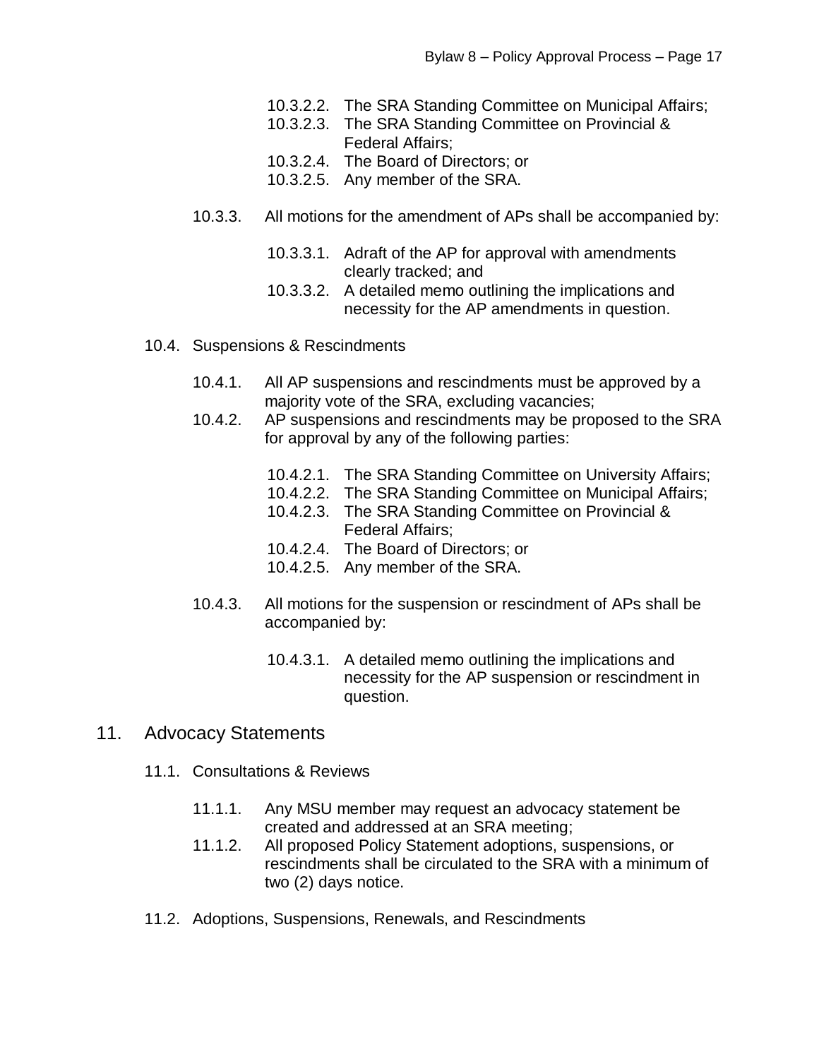- 10.3.2.2. The SRA Standing Committee on Municipal Affairs;
- 10.3.2.3. The SRA Standing Committee on Provincial & Federal Affairs;
- 10.3.2.4. The Board of Directors; or
- 10.3.2.5. Any member of the SRA.

10.3.3. All motions for the amendment of APs shall be accompanied by:

- 10.3.3.1. Adraft of the AP for approval with amendments clearly tracked; and
- 10.3.3.2. A detailed memo outlining the implications and necessity for the AP amendments in question.

### 10.4. Suspensions & Rescindments

10.4.1. All AP suspensions and rescindments must be approved by a majority vote of the SRA, excluding vacancies;

10.4.2. AP suspensions and rescindments may be proposed to the SRA for approval by any of the following parties:

- 10.4.2.1. The SRA Standing Committee on University Affairs;
- 10.4.2.2. The SRA Standing Committee on Municipal Affairs;
- 10.4.2.3. The SRA Standing Committee on Provincial & Federal Affairs;
- 10.4.2.4. The Board of Directors; or
- 10.4.2.5. Any member of the SRA.

10.4.3. All motions for the suspension or rescindment of APs shall be accompanied by:

- 10.4.3.1. A detailed memo outlining the implications and necessity for the AP suspension or rescindment in question.

## 11. Advocacy Statements

### 11.1. Consultations & Reviews

11.1.1. Any MSU member may request an advocacy statement be created and addressed at an SRA meeting;

11.1.2. All proposed Policy Statement adoptions, suspensions, or rescindments shall be circulated to the SRA with a minimum of two (2) days notice.

### 11.2. Adoptions, Suspensions, Renewals, and Rescindments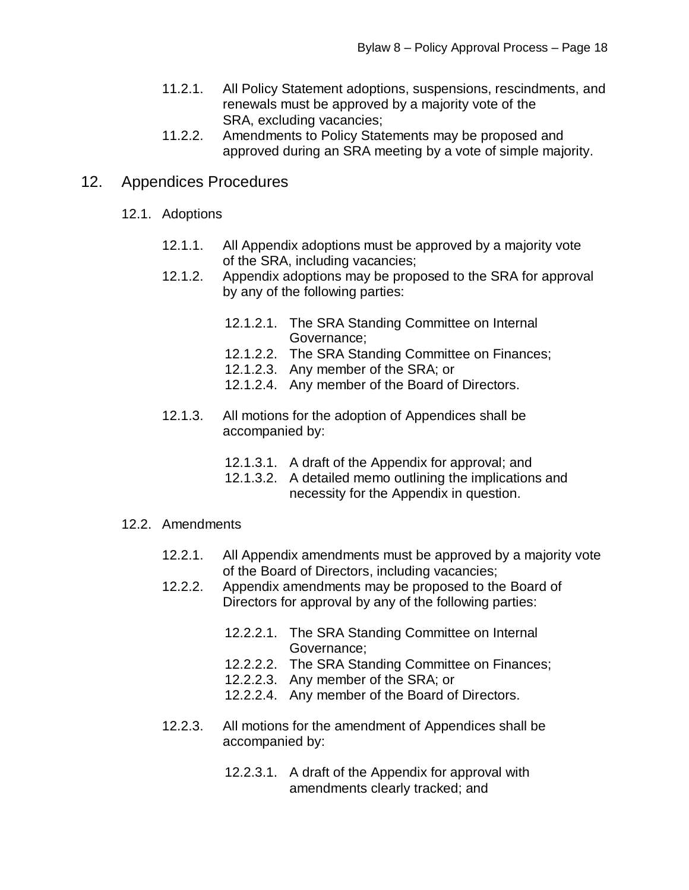- 11.2.1. All Policy Statement adoptions, suspensions, rescindments, and renewals must be approved by a majority vote of the SRA, excluding vacancies;
- 11.2.2. Amendments to Policy Statements may be proposed and approved during an SRA meeting by a vote of simple majority.

## 12. Appendices Procedures

### 12.1. Adoptions

- 12.1.1. All Appendix adoptions must be approved by a majority vote of the SRA, including vacancies;
- 12.1.2. Appendix adoptions may be proposed to the SRA for approval by any of the following parties:
  - 12.1.2.1. The SRA Standing Committee on Internal Governance;
  - 12.1.2.2. The SRA Standing Committee on Finances;
  - 12.1.2.3. Any member of the SRA; or
  - 12.1.2.4. Any member of the Board of Directors.
- 12.1.3. All motions for the adoption of Appendices shall be accompanied by:
  - 12.1.3.1. A draft of the Appendix for approval; and
  - 12.1.3.2. A detailed memo outlining the implications and necessity for the Appendix in question.

### 12.2. Amendments

- 12.2.1. All Appendix amendments must be approved by a majority vote of the Board of Directors, including vacancies;
- 12.2.2. Appendix amendments may be proposed to the Board of Directors for approval by any of the following parties:
  - 12.2.2.1. The SRA Standing Committee on Internal Governance;
  - 12.2.2.2. The SRA Standing Committee on Finances;
  - 12.2.2.3. Any member of the SRA; or
  - 12.2.2.4. Any member of the Board of Directors.
- 12.2.3. All motions for the amendment of Appendices shall be accompanied by:
  - 12.2.3.1. A draft of the Appendix for approval with amendments clearly tracked; and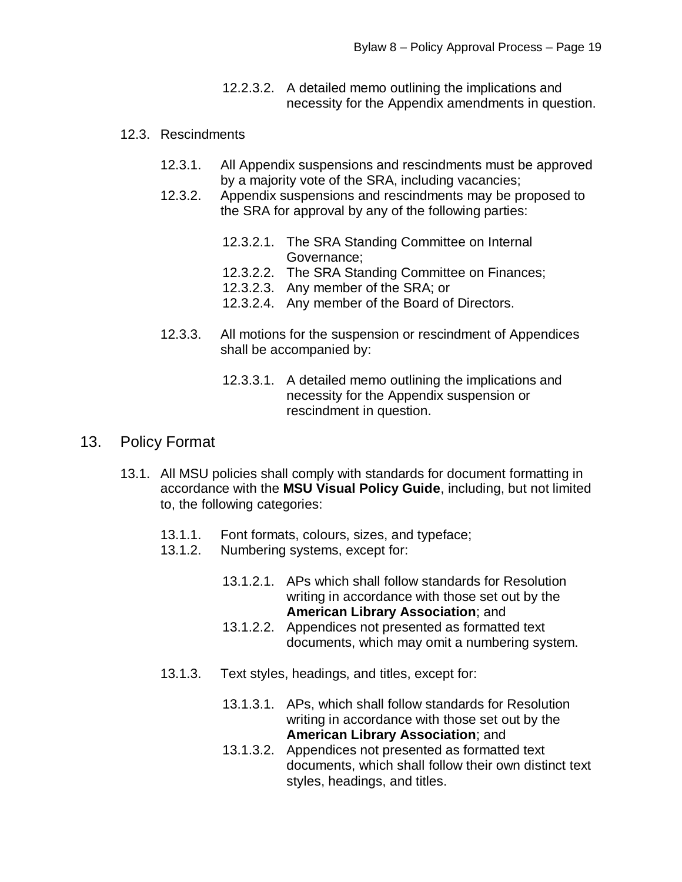12.2.3.2. A detailed memo outlining the implications and necessity for the Appendix amendments in question.

12.3. Rescindments

12.3.1. All Appendix suspensions and rescindments must be approved by a majority vote of the SRA, including vacancies;

12.3.2. Appendix suspensions and rescindments may be proposed to the SRA for approval by any of the following parties:

12.3.2.1. The SRA Standing Committee on Internal Governance;

12.3.2.2. The SRA Standing Committee on Finances;

12.3.2.3. Any member of the SRA; or

12.3.2.4. Any member of the Board of Directors.

12.3.3. All motions for the suspension or rescindment of Appendices shall be accompanied by:

12.3.3.1. A detailed memo outlining the implications and necessity for the Appendix suspension or rescindment in question.

## 13. Policy Format

13.1. All MSU policies shall comply with standards for document formatting in accordance with the **MSU Visual Policy Guide**, including, but not limited to, the following categories:

13.1.1. Font formats, colours, sizes, and typeface;

13.1.2. Numbering systems, except for:

13.1.2.1. APs which shall follow standards for Resolution writing in accordance with those set out by the **American Library Association**; and

13.1.2.2. Appendices not presented as formatted text documents, which may omit a numbering system.

13.1.3. Text styles, headings, and titles, except for:

13.1.3.1. APs, which shall follow standards for Resolution writing in accordance with those set out by the **American Library Association**; and

13.1.3.2. Appendices not presented as formatted text documents, which shall follow their own distinct text styles, headings, and titles.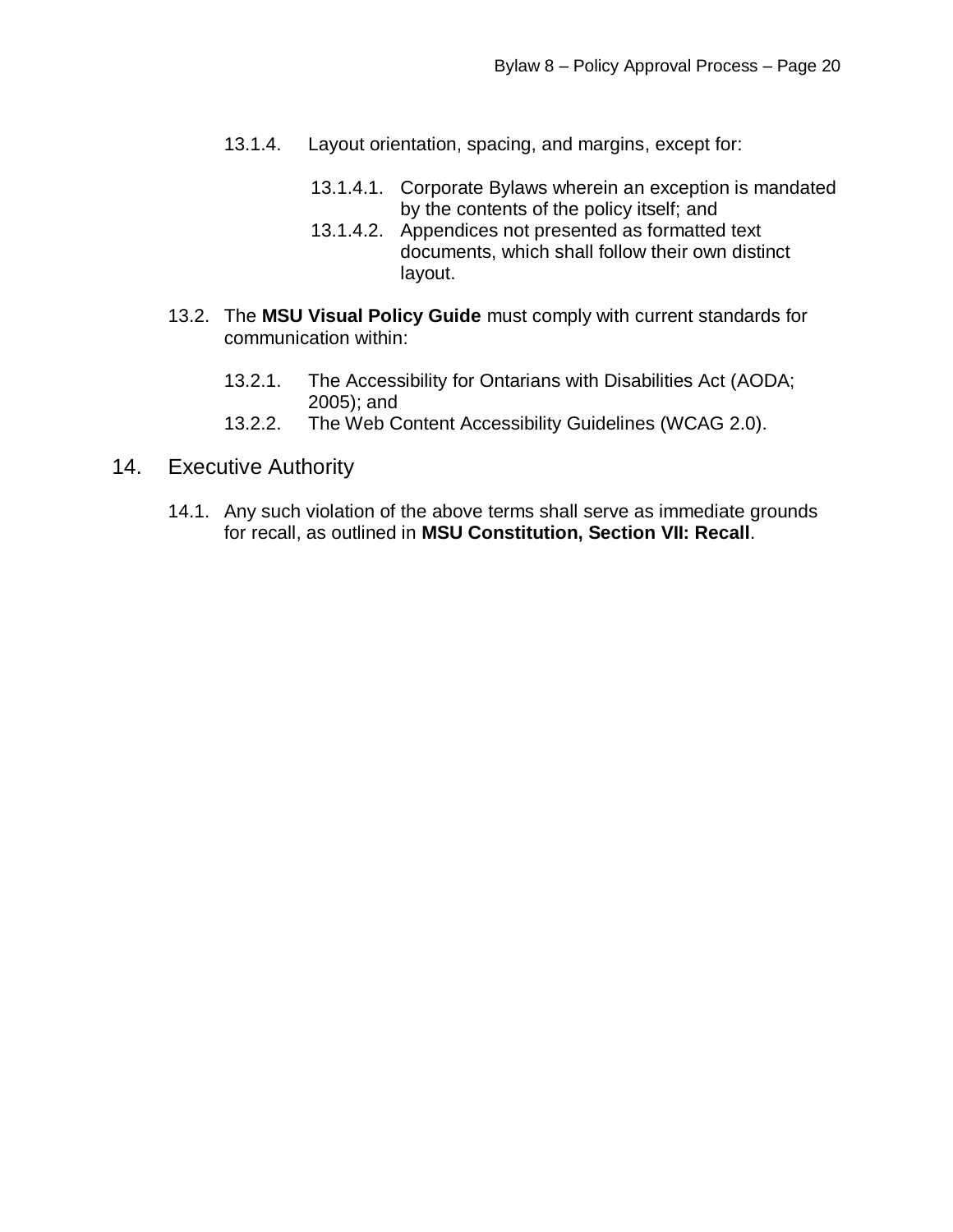13.1.4. Layout orientation, spacing, and margins, except for:

13.1.4.1. Corporate Bylaws wherein an exception is mandated by the contents of the policy itself; and

13.1.4.2. Appendices not presented as formatted text documents, which shall follow their own distinct layout.

13.2. The **MSU Visual Policy Guide** must comply with current standards for communication within:

13.2.1. The Accessibility for Ontarians with Disabilities Act (AODA; 2005); and

13.2.2. The Web Content Accessibility Guidelines (WCAG 2.0).

## 14. Executive Authority

14.1. Any such violation of the above terms shall serve as immediate grounds for recall, as outlined in **MSU Constitution, Section VII: Recall**.